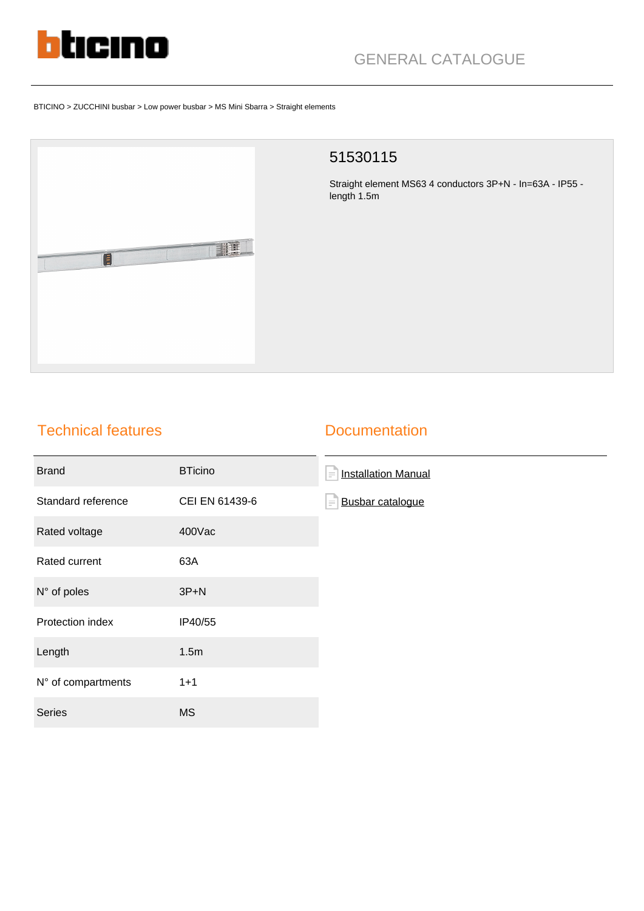bticino

GENERAL CATALOGUE

BTICINO > ZUCCHINI busbar > Low power busbar > MS Mini Sbarra > Straight elements

# 51530115

Straight element MS63 4 conductors 3P+N - In=63A - IP55 - length 1.5m

## Technical features

| | |
|---|---|
| Brand | BTicino |
| Standard reference | CEI EN 61439-6 |
| Rated voltage | 400Vac |
| Rated current | 63A |
| N° of poles | 3P+N |
| Protection index | IP40/55 |
| Length | 1.5m |
| N° of compartments | 1+1 |
| Series | MS |

## Documentation

- Installation Manual
- Busbar catalogue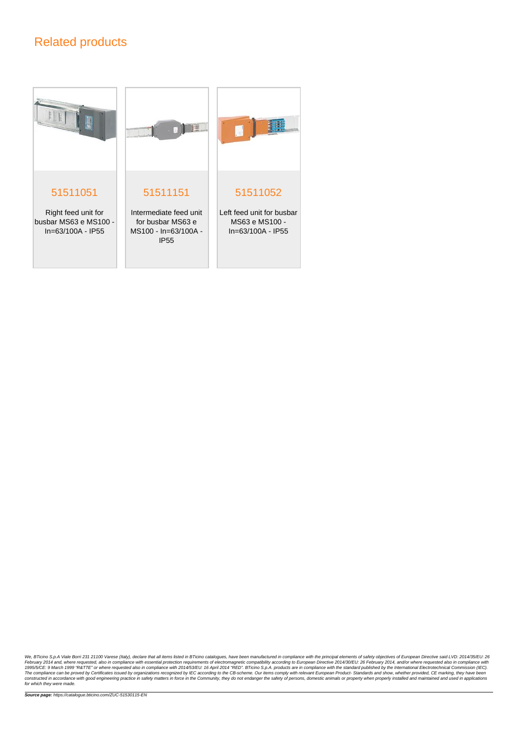## Related products

51511051

Right feed unit for busbar MS63 e MS100 - In=63/100A - IP55

51511151

Intermediate feed unit for busbar MS63 e MS100 - In=63/100A - IP55

51511052

Left feed unit for busbar MS63 e MS100 - In=63/100A - IP55

*We, BTicino S.p.A Viale Borri 231 21100 Varese (Italy), declare that all items listed in BTicino catalogues, have been manufactured in compliance with the principal elements of safety objectives of European Directive said LVD: 2014/35/EU: 26 February 2014 and, where requested, also in compliance with essential protection requirements of electromagnetic compatibility according to European Directive 2014/30/EU: 26 February 2014, and/or where requested also in compliance with 1995/5/CE: 9 March 1999 "R&TTE" or where requested also in compliance with 2014/53/EU: 16 April 2014 "RED". BTicino S.p.A. products are in compliance with the standard published by the International Electrotechnical Commission (IEC). The compliance can be proved by Certificates issued by organizations recognized by IEC according to the CB-scheme. Our items comply with relevant European Product- Standards and show, whether provided, CE marking, they have been constructed in accordance with good engineering practice in safety matters in force in the Community, they do not endanger the safety of persons, domestic animals or property when properly installed and maintained and used in applications for which they were made.*

***Source page:*** *https://catalogue.bticino.com/ZUC-51530115-EN*